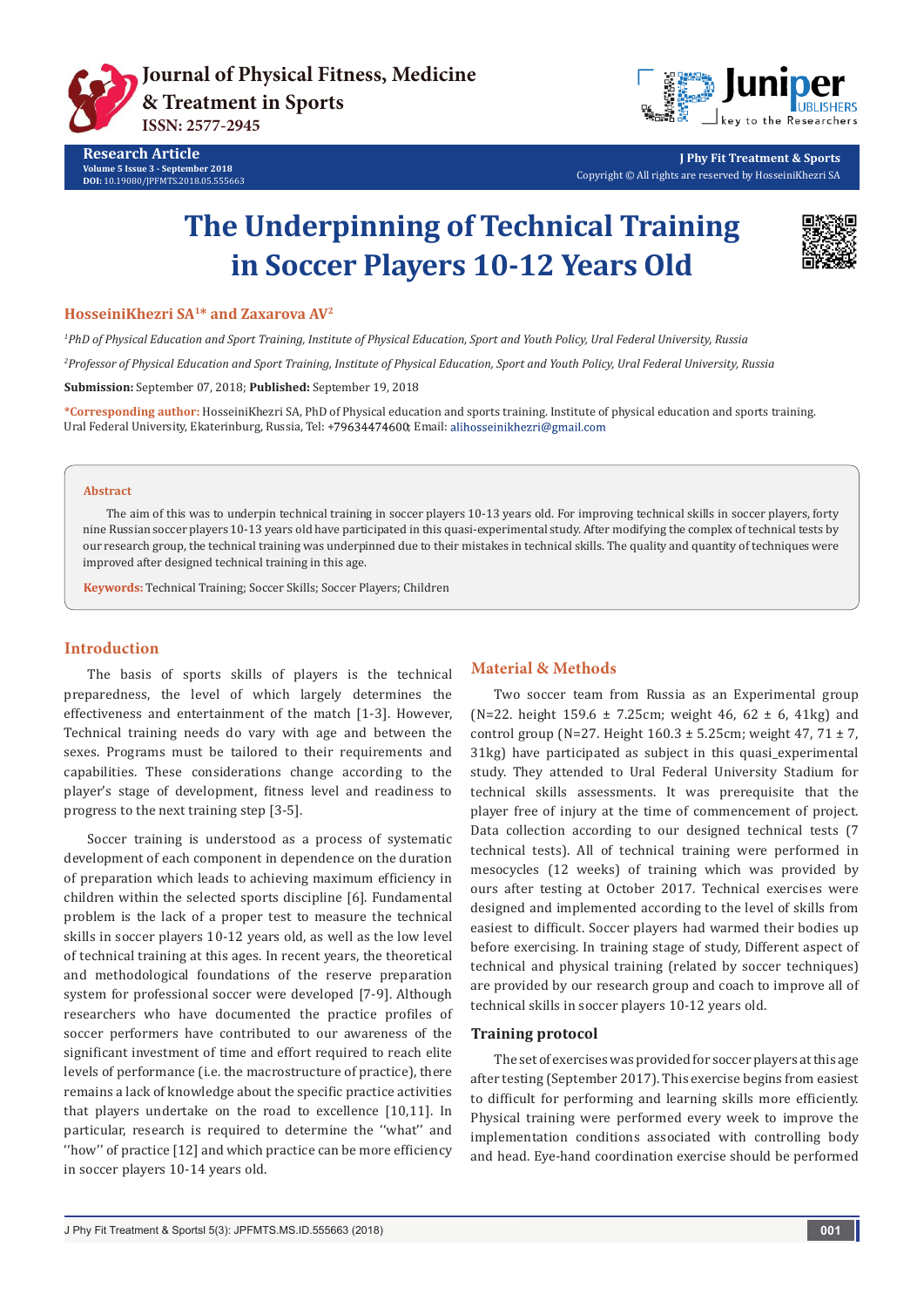# The Underpinning of Technical Training in Soccer Players 10-12 Years Old

**HosseiniKhezri SA[1]* and Zaxarova AV[2]**

*[1]PhD of Physical Education and Sport Training, Institute of Physical Education, Sport and Youth Policy, Ural Federal University, Russia*

*[2]Professor of Physical Education and Sport Training, Institute of Physical Education, Sport and Youth Policy, Ural Federal University, Russia*

**Submission:** September 07, 2018; **Published:** September 19, 2018

**\*Corresponding author:** HosseiniKhezri SA, PhD of Physical education and sports training. Institute of physical education and sports training. Ural Federal University, Ekaterinburg, Russia, Tel: +79634474600; Email: alihosseinikhezri@gmail.com

## Abstract

The aim of this was to underpin technical training in soccer players 10-13 years old. For improving technical skills in soccer players, forty nine Russian soccer players 10-13 years old have participated in this quasi-experimental study. After modifying the complex of technical tests by our research group, the technical training was underpinned due to their mistakes in technical skills. The quality and quantity of techniques were improved after designed technical training in this age.

**Keywords:** Technical Training; Soccer Skills; Soccer Players; Children

## Introduction

The basis of sports skills of players is the technical preparedness, the level of which largely determines the effectiveness and entertainment of the match [1-3]. However, Technical training needs do vary with age and between the sexes. Programs must be tailored to their requirements and capabilities. These considerations change according to the player's stage of development, fitness level and readiness to progress to the next training step [3-5].

Soccer training is understood as a process of systematic development of each component in dependence on the duration of preparation which leads to achieving maximum efficiency in children within the selected sports discipline [6]. Fundamental problem is the lack of a proper test to measure the technical skills in soccer players 10-12 years old, as well as the low level of technical training at this ages. In recent years, the theoretical and methodological foundations of the reserve preparation system for professional soccer were developed [7-9]. Although researchers who have documented the practice profiles of soccer performers have contributed to our awareness of the significant investment of time and effort required to reach elite levels of performance (i.e. the macrostructure of practice), there remains a lack of knowledge about the specific practice activities that players undertake on the road to excellence [10,11]. In particular, research is required to determine the ''what'' and ''how'' of practice [12] and which practice can be more efficiency in soccer players 10-14 years old.

## Material & Methods

Two soccer team from Russia as an Experimental group (N=22. height 159.6 ± 7.25cm; weight 46, 62 ± 6, 41kg) and control group (N=27. Height 160.3 ± 5.25cm; weight 47, 71 ± 7, 31kg) have participated as subject in this quasi_experimental study. They attended to Ural Federal University Stadium for technical skills assessments. It was prerequisite that the player free of injury at the time of commencement of project. Data collection according to our designed technical tests (7 technical tests). All of technical training were performed in mesocycles (12 weeks) of training which was provided by ours after testing at October 2017. Technical exercises were designed and implemented according to the level of skills from easiest to difficult. Soccer players had warmed their bodies up before exercising. In training stage of study, Different aspect of technical and physical training (related by soccer techniques) are provided by our research group and coach to improve all of technical skills in soccer players 10-12 years old.

### Training protocol

The set of exercises was provided for soccer players at this age after testing (September 2017). This exercise begins from easiest to difficult for performing and learning skills more efficiently. Physical training were performed every week to improve the implementation conditions associated with controlling body and head. Eye-hand coordination exercise should be performed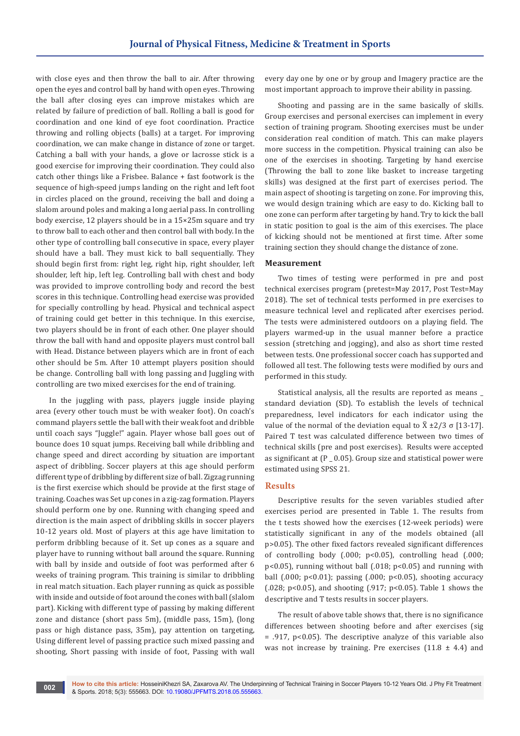with close eyes and then throw the ball to air. After throwing open the eyes and control ball by hand with open eyes. Throwing the ball after closing eyes can improve mistakes which are related by failure of prediction of ball. Rolling a ball is good for coordination and one kind of eye foot coordination. Practice throwing and rolling objects (balls) at a target. For improving coordination, we can make change in distance of zone or target. Catching a ball with your hands, a glove or lacrosse stick is a good exercise for improving their coordination. They could also catch other things like a Frisbee. Balance + fast footwork is the sequence of high-speed jumps landing on the right and left foot in circles placed on the ground, receiving the ball and doing a slalom around poles and making a long aerial pass. In controlling body exercise, 12 players should be in a 15×25m square and try to throw ball to each other and then control ball with body. In the other type of controlling ball consecutive in space, every player should have a ball. They must kick to ball sequentially. They should begin first from: right leg, right hip, right shoulder, left shoulder, left hip, left leg. Controlling ball with chest and body was provided to improve controlling body and record the best scores in this technique. Controlling head exercise was provided for specially controlling by head. Physical and technical aspect of training could get better in this technique. In this exercise, two players should be in front of each other. One player should throw the ball with hand and opposite players must control ball with Head. Distance between players which are in front of each other should be 5m. After 10 attempt players position should be change. Controlling ball with long passing and Juggling with controlling are two mixed exercises for the end of training.

In the juggling with pass, players juggle inside playing area (every other touch must be with weaker foot). On coach's command players settle the ball with their weak foot and dribble until coach says "Juggle!" again. Player whose ball goes out of bounce does 10 squat jumps. Receiving ball while dribbling and change speed and direct according by situation are important aspect of dribbling. Soccer players at this age should perform different type of dribbling by different size of ball. Zigzag running is the first exercise which should be provide at the first stage of training. Coaches was Set up cones in a zig-zag formation. Players should perform one by one. Running with changing speed and direction is the main aspect of dribbling skills in soccer players 10-12 years old. Most of players at this age have limitation to perform dribbling because of it. Set up cones as a square and player have to running without ball around the square. Running with ball by inside and outside of foot was performed after 6 weeks of training program. This training is similar to dribbling in real match situation. Each player running as quick as possible with inside and outside of foot around the cones with ball (slalom part). Kicking with different type of passing by making different zone and distance (short pass 5m), (middle pass, 15m), (long pass or high distance pass, 35m), pay attention on targeting, Using different level of passing practice such mixed passing and shooting, Short passing with inside of foot, Passing with wall every day one by one or by group and Imagery practice are the most important approach to improve their ability in passing.

Shooting and passing are in the same basically of skills. Group exercises and personal exercises can implement in every section of training program. Shooting exercises must be under consideration real condition of match. This can make players more success in the competition. Physical training can also be one of the exercises in shooting. Targeting by hand exercise (Throwing the ball to zone like basket to increase targeting skills) was designed at the first part of exercises period. The main aspect of shooting is targeting on zone. For improving this, we would design training which are easy to do. Kicking ball to one zone can perform after targeting by hand. Try to kick the ball in static position to goal is the aim of this exercises. The place of kicking should not be mentioned at first time. After some training section they should change the distance of zone.

### Measurement

Two times of testing were performed in pre and post technical exercises program (pretest=May 2017, Post Test=May 2018). The set of technical tests performed in pre exercises to measure technical level and replicated after exercises period. The tests were administered outdoors on a playing field. The players warmed-up in the usual manner before a practice session (stretching and jogging), and also as short time rested between tests. One professional soccer coach has supported and followed all test. The following tests were modified by ours and performed in this study.

Statistical analysis, all the results are reported as means _ standard deviation (SD). To establish the levels of technical preparedness, level indicators for each indicator using the value of the normal of the deviation equal to $\bar{X} \pm 2/3\ \sigma$ [13-17]. Paired T test was calculated difference between two times of technical skills (pre and post exercises). Results were accepted as significant at (P _ 0.05). Group size and statistical power were estimated using SPSS 21.

## Results

Descriptive results for the seven variables studied after exercises period are presented in Table 1. The results from the t tests showed how the exercises (12-week periods) were statistically significant in any of the models obtained (all p>0.05). The other fixed factors revealed significant differences of controlling body (.000; p<0.05), controlling head (.000; p<0.05), running without ball (.018; p<0.05) and running with ball (.000; p<0.01); passing (.000; p<0.05), shooting accuracy (.028; p<0.05), and shooting (.917; p<0.05). Table 1 shows the descriptive and T tests results in soccer players.

The result of above table shows that, there is no significance differences between shooting before and after exercises (sig = .917, p<0.05). The descriptive analyze of this variable also was not increase by training. Pre exercises (11.8 ± 4.4) and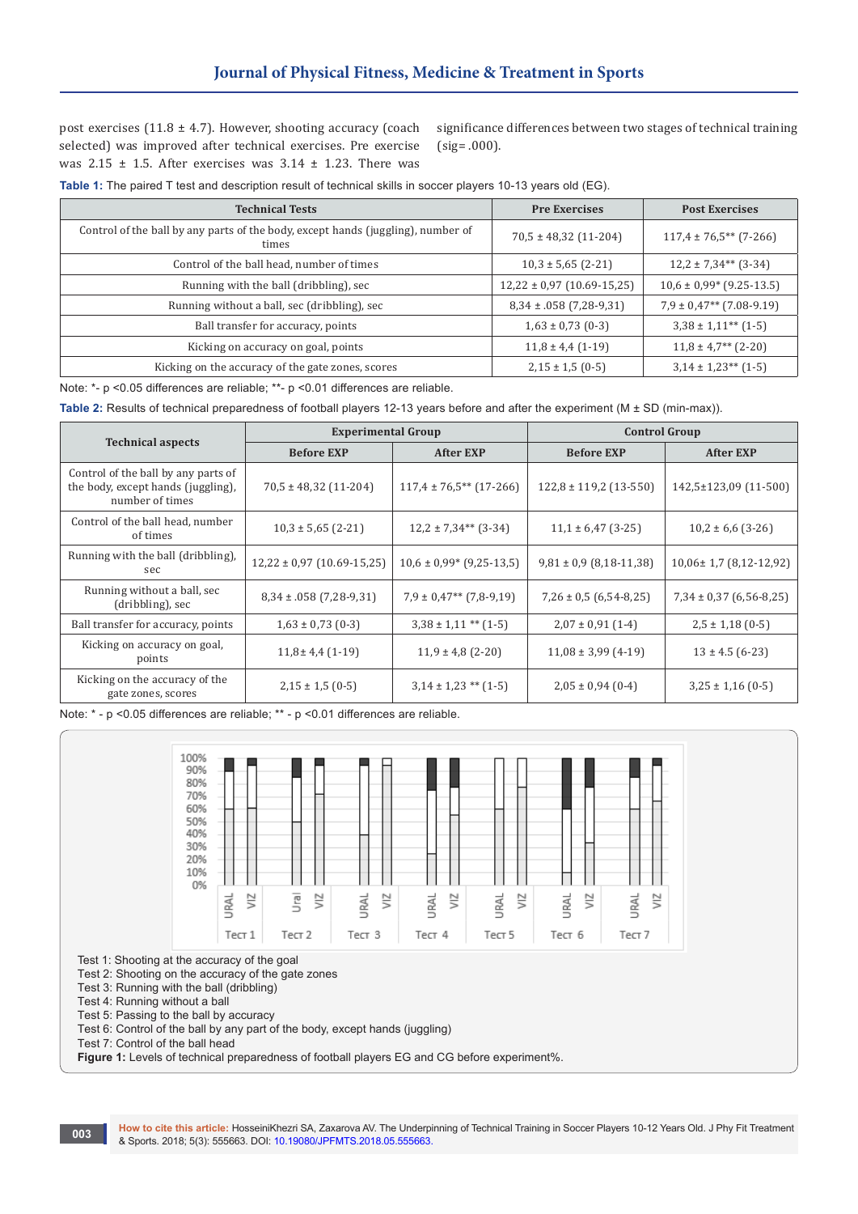post exercises (11.8 ± 4.7). However, shooting accuracy (coach selected) was improved after technical exercises. Pre exercise was 2.15 ± 1.5. After exercises was 3.14 ± 1.23. There was significance differences between two stages of technical training (sig=.000).

**Table 1:** The paired T test and description result of technical skills in soccer players 10-13 years old (EG).

| Technical Tests | Pre Exercises | Post Exercises |
|---|---|---|
| Control of the ball by any parts of the body, except hands (juggling), number of times | 70,5 ± 48,32 (11-204) | 117,4 ± 76,5** (7-266) |
| Control of the ball head, number of times | 10,3 ± 5,65 (2-21) | 12,2 ± 7,34** (3-34) |
| Running with the ball (dribbling), sec | 12,22 ± 0,97 (10.69-15,25) | 10,6 ± 0,99* (9.25-13.5) |
| Running without a ball, sec (dribbling), sec | 8,34 ± .058 (7,28-9,31) | 7,9 ± 0,47** (7.08-9.19) |
| Ball transfer for accuracy, points | 1,63 ± 0,73 (0-3) | 3,38 ± 1,11** (1-5) |
| Kicking on accuracy on goal, points | 11,8 ± 4,4 (1-19) | 11,8 ± 4,7** (2-20) |
| Kicking on the accuracy of the gate zones, scores | 2,15 ± 1,5 (0-5) | 3,14 ± 1,23** (1-5) |

Note: *- p <0.05 differences are reliable; **- p <0.01 differences are reliable.

**Table 2:** Results of technical preparedness of football players 12-13 years before and after the experiment (M ± SD (min-max)).

| Technical aspects | Experimental Group | | Control Group | |
|---|---|---|---|---|
| | Before EXP | After EXP | Before EXP | After EXP |
| Control of the ball by any parts of the body, except hands (juggling), number of times | 70,5 ± 48,32 (11-204) | 117,4 ± 76,5** (17-266) | 122,8 ± 119,2 (13-550) | 142,5±123,09 (11-500) |
| Control of the ball head, number of times | 10,3 ± 5,65 (2-21) | 12,2 ± 7,34** (3-34) | 11,1 ± 6,47 (3-25) | 10,2 ± 6,6 (3-26) |
| Running with the ball (dribbling), sec | 12,22 ± 0,97 (10.69-15,25) | 10,6 ± 0,99* (9,25-13,5) | 9,81 ± 0,9 (8,18-11,38) | 10,06± 1,7 (8,12-12,92) |
| Running without a ball, sec (dribbling), sec | 8,34 ± .058 (7,28-9,31) | 7,9 ± 0,47** (7,8-9,19) | 7,26 ± 0,5 (6,54-8,25) | 7,34 ± 0,37 (6,56-8,25) |
| Ball transfer for accuracy, points | 1,63 ± 0,73 (0-3) | 3,38 ± 1,11 ** (1-5) | 2,07 ± 0,91 (1-4) | 2,5 ± 1,18 (0-5) |
| Kicking on accuracy on goal, points | 11,8± 4,4 (1-19) | 11,9 ± 4,8 (2-20) | 11,08 ± 3,99 (4-19) | 13 ± 4.5 (6-23) |
| Kicking on the accuracy of the gate zones, scores | 2,15 ± 1,5 (0-5) | 3,14 ± 1,23 ** (1-5) | 2,05 ± 0,94 (0-4) | 3,25 ± 1,16 (0-5) |

Note: * - p <0.05 differences are reliable; ** - p <0.01 differences are reliable.

Test 1: Shooting at the accuracy of the goal
Test 2: Shooting on the accuracy of the gate zones
Test 3: Running with the ball (dribbling)
Test 4: Running without a ball
Test 5: Passing to the ball by accuracy
Test 6: Control of the ball by any part of the body, except hands (juggling)
Test 7: Control of the ball head

**Figure 1:** Levels of technical preparedness of football players EG and CG before experiment%.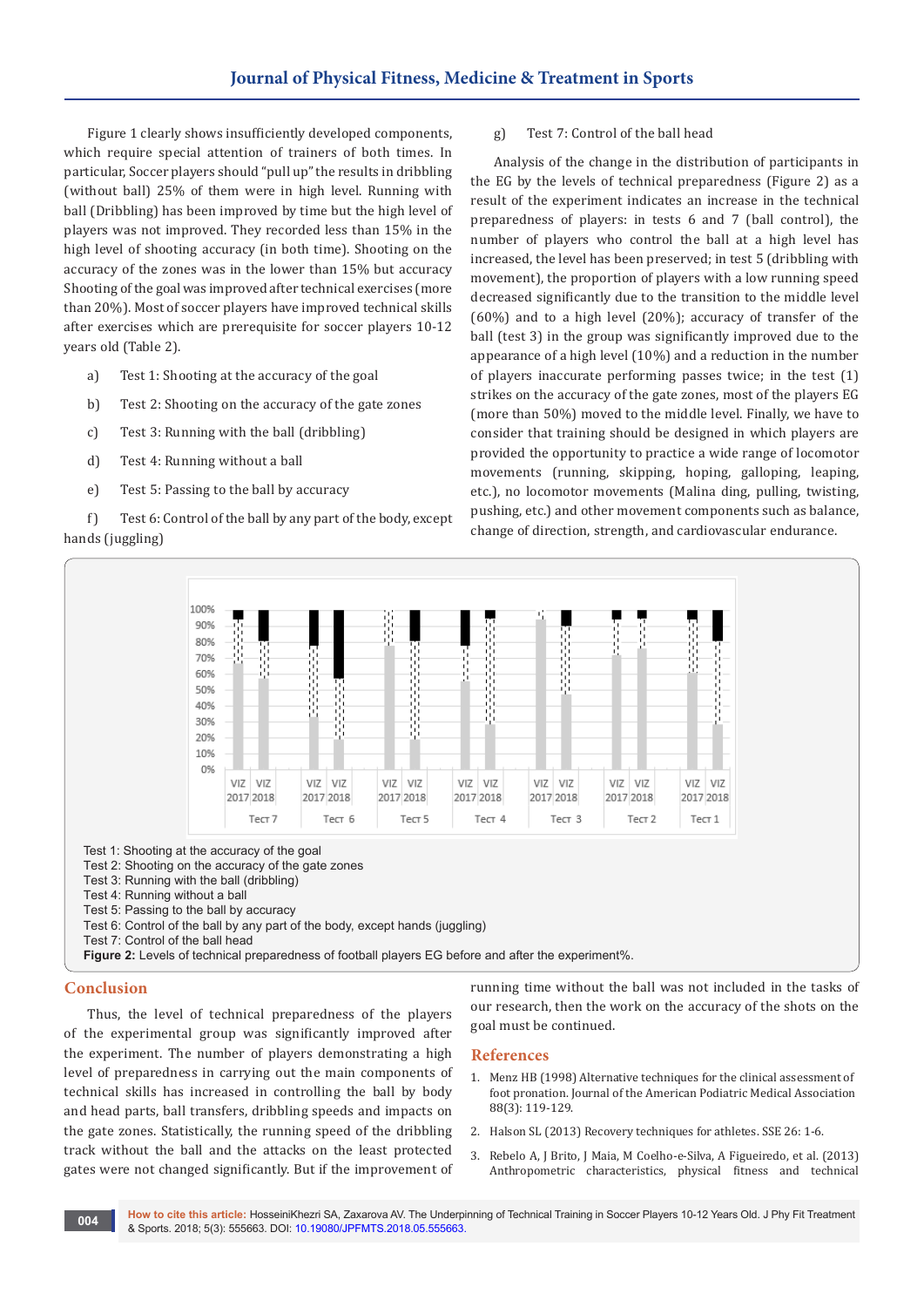Figure 1 clearly shows insufficiently developed components, which require special attention of trainers of both times. In particular, Soccer players should "pull up" the results in dribbling (without ball) 25% of them were in high level. Running with ball (Dribbling) has been improved by time but the high level of players was not improved. They recorded less than 15% in the high level of shooting accuracy (in both time). Shooting on the accuracy of the zones was in the lower than 15% but accuracy Shooting of the goal was improved after technical exercises (more than 20%). Most of soccer players have improved technical skills after exercises which are prerequisite for soccer players 10-12 years old (Table 2).

a) Test 1: Shooting at the accuracy of the goal

b) Test 2: Shooting on the accuracy of the gate zones

c) Test 3: Running with the ball (dribbling)

d) Test 4: Running without a ball

e) Test 5: Passing to the ball by accuracy

f) Test 6: Control of the ball by any part of the body, except hands (juggling)

g) Test 7: Control of the ball head

Analysis of the change in the distribution of participants in the EG by the levels of technical preparedness (Figure 2) as a result of the experiment indicates an increase in the technical preparedness of players: in tests 6 and 7 (ball control), the number of players who control the ball at a high level has increased, the level has been preserved; in test 5 (dribbling with movement), the proportion of players with a low running speed decreased significantly due to the transition to the middle level (60%) and to a high level (20%); accuracy of transfer of the ball (test 3) in the group was significantly improved due to the appearance of a high level (10%) and a reduction in the number of players inaccurate performing passes twice; in the test (1) strikes on the accuracy of the gate zones, most of the players EG (more than 50%) moved to the middle level. Finally, we have to consider that training should be designed in which players are provided the opportunity to practice a wide range of locomotor movements (running, skipping, hoping, galloping, leaping, etc.), no locomotor movements (Malina ding, pulling, twisting, pushing, etc.) and other movement components such as balance, change of direction, strength, and cardiovascular endurance.

Test 1: Shooting at the accuracy of the goal
Test 2: Shooting on the accuracy of the gate zones
Test 3: Running with the ball (dribbling)
Test 4: Running without a ball
Test 5: Passing to the ball by accuracy
Test 6: Control of the ball by any part of the body, except hands (juggling)
Test 7: Control of the ball head

**Figure 2:** Levels of technical preparedness of football players EG before and after the experiment%.

## Conclusion

Thus, the level of technical preparedness of the players of the experimental group was significantly improved after the experiment. The number of players demonstrating a high level of preparedness in carrying out the main components of technical skills has increased in controlling the ball by body and head parts, ball transfers, dribbling speeds and impacts on the gate zones. Statistically, the running speed of the dribbling track without the ball and the attacks on the least protected gates were not changed significantly. But if the improvement of running time without the ball was not included in the tasks of our research, then the work on the accuracy of the shots on the goal must be continued.

## References

1. Menz HB (1998) Alternative techniques for the clinical assessment of foot pronation. Journal of the American Podiatric Medical Association 88(3): 119-129.
2. Halson SL (2013) Recovery techniques for athletes. SSE 26: 1-6.
3. Rebelo A, J Brito, J Maia, M Coelho-e-Silva, A Figueiredo, et al. (2013) Anthropometric characteristics, physical fitness and technical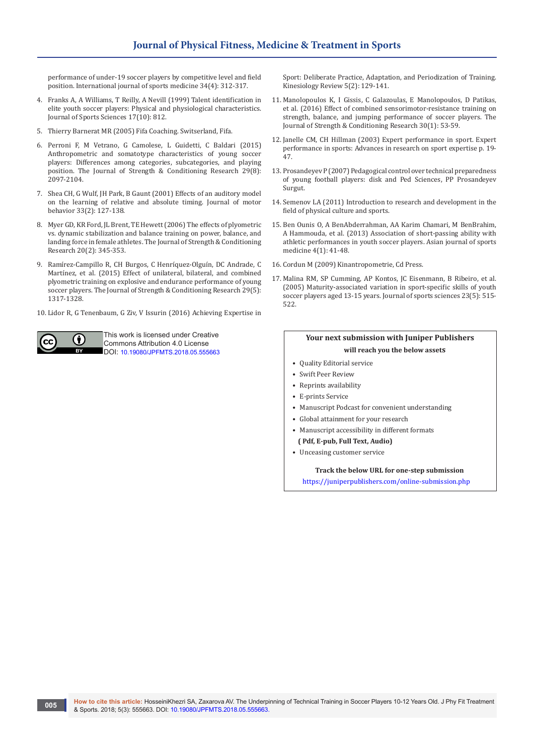performance of under-19 soccer players by competitive level and field position. International journal of sports medicine 34(4): 312-317.

4. Franks A, A Williams, T Reilly, A Nevill (1999) Talent identification in elite youth soccer players: Physical and physiological characteristics. Journal of Sports Sciences 17(10): 812.
5. Thierry Barnerat MR (2005) Fifa Coaching. Switserland, Fifa.
6. Perroni F, M Vetrano, G Camolese, L Guidetti, C Baldari (2015) Anthropometric and somatotype characteristics of young soccer players: Differences among categories, subcategories, and playing position. The Journal of Strength & Conditioning Research 29(8): 2097-2104.
7. Shea CH, G Wulf, JH Park, B Gaunt (2001) Effects of an auditory model on the learning of relative and absolute timing. Journal of motor behavior 33(2): 127-138.
8. Myer GD, KR Ford, JL Brent, TE Hewett (2006) The effects of plyometric vs. dynamic stabilization and balance training on power, balance, and landing force in female athletes. The Journal of Strength & Conditioning Research 20(2): 345-353.
9. Ramírez-Campillo R, CH Burgos, C Henríquez-Olguín, DC Andrade, C Martínez, et al. (2015) Effect of unilateral, bilateral, and combined plyometric training on explosive and endurance performance of young soccer players. The Journal of Strength & Conditioning Research 29(5): 1317-1328.
10. Lidor R, G Tenenbaum, G Ziv, V Issurin (2016) Achieving Expertise in Sport: Deliberate Practice, Adaptation, and Periodization of Training. Kinesiology Review 5(2): 129-141.
11. Manolopoulos K, I Gissis, C Galazoulas, E Manolopoulos, D Patikas, et al. (2016) Effect of combined sensorimotor-resistance training on strength, balance, and jumping performance of soccer players. The Journal of Strength & Conditioning Research 30(1): 53-59.
12. Janelle CM, CH Hillman (2003) Expert performance in sport. Expert performance in sports: Advances in research on sport expertise p. 19-47.
13. Prosandeyev P (2007) Pedagogical control over technical preparedness of young football players: disk and Ped Sciences, PP Prosandeyev Surgut.
14. Semenov LA (2011) Introduction to research and development in the field of physical culture and sports.
15. Ben Ounis O, A BenAbderrahman, AA Karim Chamari, M BenBrahim, A Hammouda, et al. (2013) Association of short-passing ability with athletic performances in youth soccer players. Asian journal of sports medicine 4(1): 41-48.
16. Cordun M (2009) Kinantropometrie, Cd Press.
17. Malina RM, SP Cumming, AP Kontos, JC Eisenmann, B Ribeiro, et al. (2005) Maturity-associated variation in sport-specific skills of youth soccer players aged 13-15 years. Journal of sports sciences 23(5): 515-522.

This work is licensed under Creative Commons Attribution 4.0 License
DOI: 10.19080/JPFMTS.2018.05.555663

**Your next submission with Juniper Publishers will reach you the below assets**

- Quality Editorial service
- Swift Peer Review
- Reprints availability
- E-prints Service
- Manuscript Podcast for convenient understanding
- Global attainment for your research
- Manuscript accessibility in different formats
  **( Pdf, E-pub, Full Text, Audio)**
- Unceasing customer service

**Track the below URL for one-step submission**
https://juniperpublishers.com/online-submission.php

**How to cite this article:** HosseiniKhezri SA, Zaxarova AV. The Underpinning of Technical Training in Soccer Players 10-12 Years Old. J Phy Fit Treatment & Sports. 2018; 5(3): 555663. DOI: 10.19080/JPFMTS.2018.05.555663.